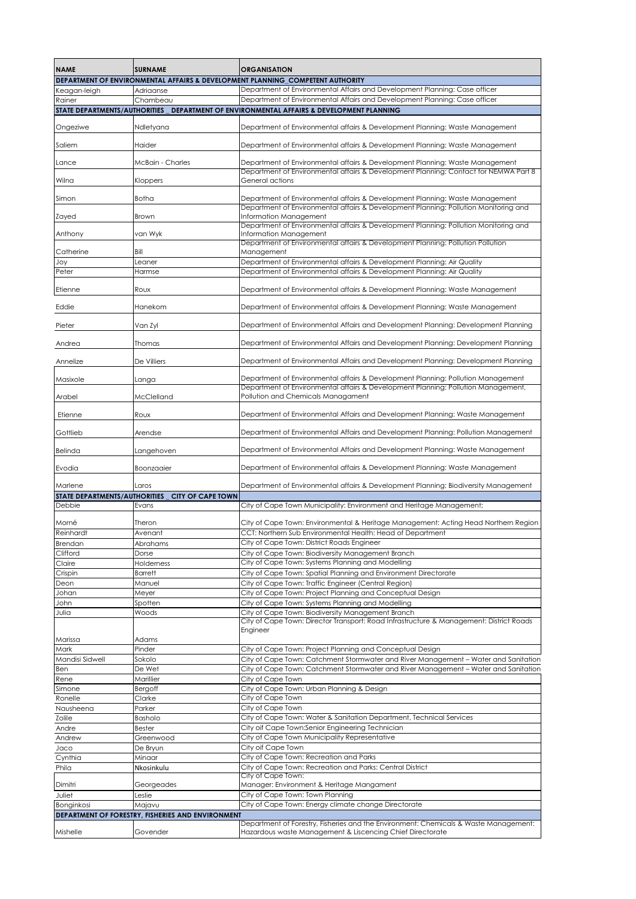| NAME | SURNAME | ORGANISATION |
|---|---|---|
| **DEPARTMENT OF ENVIRONMENTAL AFFAIRS & DEVELOPMENT PLANNING_COMPETENT AUTHORITY** | | |
| Keagan-leigh | Adriaanse | Department of Environmental Affairs and Development Planning: Case officer |
| Rainer | Chambeau | Department of Environmental Affairs and Development Planning: Case officer |
| **STATE DEPARTMENTS/AUTHORITIES _ DEPARTMENT OF ENVIRONMENTAL AFFAIRS & DEVELOPMENT PLANNING** | | |
| Ongeziwe | Ndletyana | Department of Environmental affairs & Development Planning: Waste Management |
| Saliem | Haider | Department of Environmental affairs & Development Planning: Waste Management |
| Lance | McBain - Charles | Department of Environmental affairs & Development Planning: Waste Management |
| Wilna | Kloppers | Department of Environmental affairs & Development Planning: Contact for NEMWA Part 8 General actions |
| Simon | Botha | Department of Environmental affairs & Development Planning: Waste Management |
| Zayed | Brown | Department of Environmental affairs & Development Planning: Pollution Monitoring and Information Management |
| Anthony | van Wyk | Department of Environmental affairs & Development Planning: Pollution Monitoring and Information Management |
| Catherine | Bill | Department of Environmental affairs & Development Planning: Pollution Pollution Management |
| Joy | Leaner | Department of Environmental affairs & Development Planning: Air Quality |
| Peter | Harmse | Department of Environmental affairs & Development Planning: Air Quality |
| Etienne | Roux | Department of Environmental affairs & Development Planning: Waste Management |
| Eddie | Hanekom | Department of Environmental affairs & Development Planning: Waste Management |
| Pieter | Van Zyl | Department of Environmental Affairs and Development Planning: Development Planning |
| Andrea | Thomas | Department of Environmental Affairs and Development Planning: Development Planning |
| Annelize | De Villiers | Department of Environmental Affairs and Development Planning: Development Planning |
| Masixole | Langa | Department of Environmental affairs & Development Planning: Pollution Management |
| Arabel | McClelland | Department of Environmental affairs & Development Planning: Pollution Management, Pollution and Chemicals Managament |
| Etienne | Roux | Department of Environmental Affairs and Development Planning: Waste Management |
| Gottlieb | Arendse | Department of Environmental Affairs and Development Planning: Pollution Management |
| Belinda | Langehoven | Department of Environmental Affairs and Development Planning: Waste Management |
| Evodia | Boonzaaier | Department of Environmental affairs & Development Planning: Waste Management |
| Marlene | Laros | Department of Environmental affairs & Development Planning: Biodiversity Management |
| **STATE DEPARTMENTS/AUTHORITIES _ CITY OF CAPE TOWN** | | |
| Debbie | Evans | City of Cape Town Municipality: Environment and Heritage Management; |
| Morné | Theron | City of Cape Town: Environmental & Heritage Management: Acting Head Northern Region |
| Reinhardt | Avenant | CCT: Northern Sub Environmental Health: Head of Department |
| Brendan | Abrahams | City of Cape Town: District Roads Engineer |
| Clifford | Dorse | City of Cape Town: Biodiversity Management Branch |
| Claire | Holderness | City of Cape Town: Systems Planning and Modelling |
| Crispin | Barrett | City of Cape Town: Spatial Planning and Environment Directorate |
| Deon | Manuel | City of Cape Town: Traffic Engineer (Central Region) |
| Johan | Meyer | City of Cape Town: Project Planning and Conceptual Design |
| John | Spotten | City of Cape Town: Systems Planning and Modelling |
| Julia | Woods | City of Cape Town: Biodiversity Management Branch |
| Marissa | Adams | City of Cape Town: Director Transport: Road Infrastructure & Management: District Roads Engineer |
| Mark | Pinder | City of Cape Town: Project Planning and Conceptual Design |
| Mandisi Sidwell | Sokolo | City of Cape Town: Catchment Stormwater and River Management – Water and Sanitation |
| Ben | De Wet | City of Cape Town: Catchment Stormwater and River Management – Water and Sanitation |
| Rene | Marillier | City of Cape Town |
| Simone | Bergoff | City of Cape Town: Urban Planning & Design |
| Ronelle | Clarke | City of Cape Town |
| Nausheena | Parker | City of Cape Town |
| Zolile | Basholo | City of Cape Town: Water & Sanitation Department, Technical Services |
| Andre | Bester | City oif Cape Town:Senior Engineering Technician |
| Andrew | Greenwood | City of Cape Town Municipality Representative |
| Jaco | De Bryun | City oif Cape Town |
| Cynthia | Minaar | City of Cape Town: Recreation and Parks |
| Phila | Nkosinkulu | City of Cape Town: Recreation and Parks: Central District |
| Dimitri | Georgeades | City of Cape Town: Manager: Environment & Heritage Mangament |
| Juliet | Leslie | City of Cape Town: Town Planning |
| Bonginkosi | Majavu | City of Cape Town: Energy climate change Directorate |
| **DEPARTMENT OF FORESTRY, FISHERIES AND ENVIRONMENT** | | |
| Mishelle | Govender | Department of Forestry, Fisheries and the Environment: Chemicals & Waste Management: Hazardous waste Management & Liscencing Chief Directorate |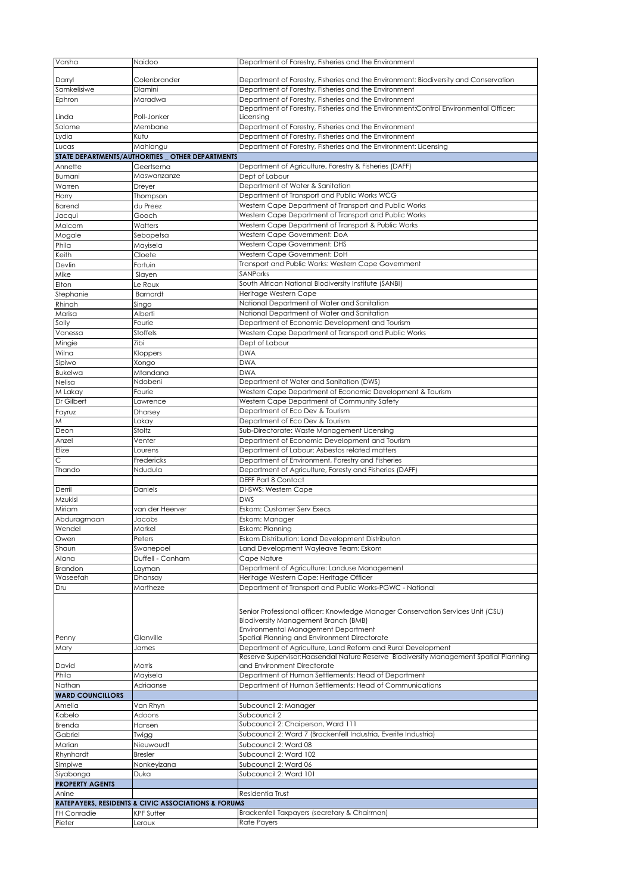| Varsha | Naidoo | Department of Forestry, Fisheries and the Environment |
|---|---|---|
| Darryl | Colenbrander | Department of Forestry, Fisheries and the Environment: Biodiversity and Conservation |
| Samkelisiwe | Dlamini | Department of Forestry, Fisheries and the Environment |
| Ephron | Maradwa | Department of Forestry, Fisheries and the Environment |
| Linda | Poll-Jonker | Department of Forestry, Fisheries and the Environment:Control Environmental Officer: Licensing |
| Salome | Membane | Department of Forestry, Fisheries and the Environment |
| Lydia | Kutu | Department of Forestry, Fisheries and the Environment |
| Lucas | Mahlangu | Department of Forestry, Fisheries and the Environment: Licensing |
| **STATE DEPARTMENTS/AUTHORITIES _ OTHER DEPARTMENTS** | | |
| Annette | Geertsema | Department of Agriculture, Forestry & Fisheries (DAFF) |
| Bumani | Maswanzanze | Dept of Labour |
| Warren | Dreyer | Department of Water & Sanitation |
| Harry | Thompson | Department of Transport and Public Works WCG |
| Barend | du Preez | Western Cape Department of Transport and Public Works |
| Jacqui | Gooch | Western Cape Department of Transport and Public Works |
| Malcom | Watters | Western Cape Department of Transport & Public Works |
| Mogale | Sebopetsa | Western Cape Government: DoA |
| Phila | Mayisela | Western Cape Government: DHS |
| Keith | Cloete | Western Cape Government: DoH |
| Devlin | Fortuin | Transport and Public Works: Western Cape Government |
| Mike | Slayen | SANParks |
| Elton | Le Roux | South African National Biodiversity Institute (SANBI) |
| Stephanie | Barnardt | Heritage Western Cape |
| Rhinah | Singo | National Department of Water and Sanitation |
| Marisa | Alberti | National Department of Water and Sanitation |
| Solly | Fourie | Department of Economic Development and Tourism |
| Vanessa | Stoffels | Western Cape Department of Transport and Public Works |
| Mingie | Zibi | Dept of Labour |
| Wilna | Kloppers | DWA |
| Sipiwo | Xongo | DWA |
| Bukelwa | Mtandana | DWA |
| Nelisa | Ndobeni | Department of Water and Sanitation (DWS) |
| M Lakay | Fourie | Western Cape Department of Economic Development & Tourism |
| Dr Gilbert | Lawrence | Western Cape Department of Community Safety |
| Fayruz | Dharsey | Department of Eco Dev & Tourism |
| M | Lakay | Department of Eco Dev & Tourism |
| Deon | Stoltz | Sub-Directorate: Waste Management Licensing |
| Anzel | Venter | Department of Economic Development and Tourism |
| Elize | Lourens | Department of Labour: Asbestos related matters |
| C | Fredericks | Department of Environment, Forestry and Fisheries |
| Thando | Ndudula | Department of Agriculture, Foresty and Fisheries (DAFF) |
| | | DEFF Part 8 Contact |
| Derril | Daniels | DHSWS: Western Cape |
| Mzukisi | | DWS |
| Miriam | van der Heerver | Eskom: Customer Serv Execs |
| Abduragmaan | Jacobs | Eskom: Manager |
| Wendel | Morkel | Eskom: Planning |
| Owen | Peters | Eskom Distribution: Land Development Distributon |
| Shaun | Swanepoel | Land Development Wayleave Team: Eskom |
| Alana | Duffell - Canham | Cape Nature |
| Brandon | Layman | Department of Agriculture: Landuse Management |
| Waseefah | Dhansay | Heritage Western Cape: Heritage Officer |
| Dru | Martheze | Department of Transport and Public Works-PGWC - National |
| Penny | Glanville | Senior Professional officer: Knowledge Manager Conservation Services Unit (CSU) Biodiversity Management Branch (BMB) Environmental Management Department Spatial Planning and Environment Directorate |
| Mary | James | Department of Agriculture, Land Reform and Rural Development |
| David | Morris | Reserve Supervisor:Haasendal Nature Reserve Biodiversity Management Spatial Planning and Environment Directorate |
| Phila | Mayisela | Department of Human Settlements: Head of Department |
| Nathan | Adriaanse | Department of Human Settlements: Head of Communications |
| **WARD COUNCILLORS** | | |
| Amelia | Van Rhyn | Subcouncil 2: Manager |
| Kabelo | Adoons | Subcouncil 2 |
| Brenda | Hansen | Subcouncil 2: Chaiperson, Ward 111 |
| Gabriel | Twigg | Subcouncil 2: Ward 7 (Brackenfell Industria, Everite Industria) |
| Marian | Nieuwoudt | Subcouncil 2: Ward 08 |
| Rhynhardt | Bresler | Subcouncil 2: Ward 102 |
| Simpiwe | Nonkeyizana | Subcouncil 2: Ward 06 |
| Siyabonga | Duka | Subcouncil 2: Ward 101 |
| **PROPERTY AGENTS** | | |
| Anine | | Residentia Trust |
| **RATEPAYERS, RESIDENTS & CIVIC ASSOCIATIONS & FORUMS** | | |
| FH Conradie | KPF Sutter | Brackenfell Taxpayers (secretary & Chairman) |
| Pieter | Leroux | Rate Payers |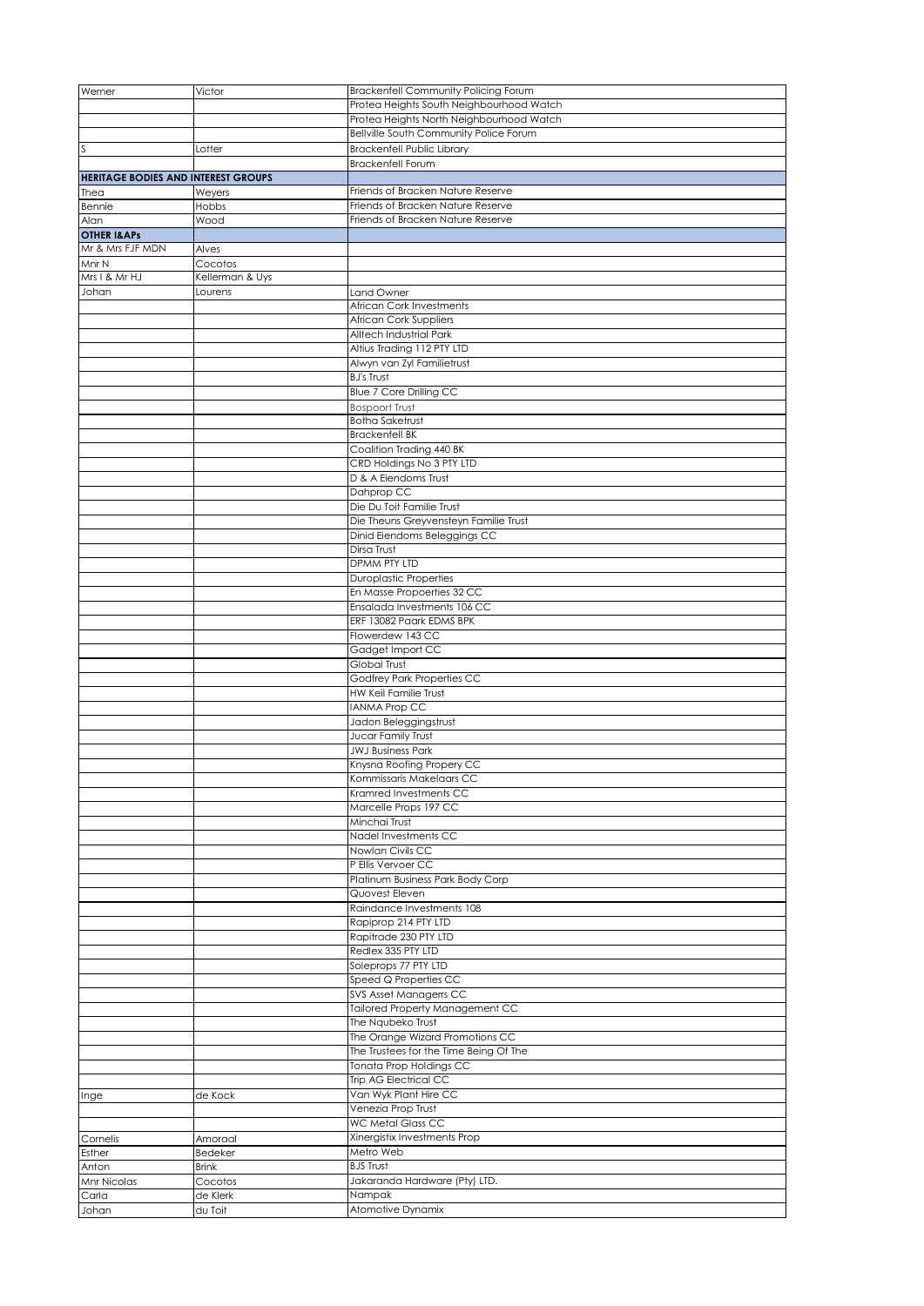| | | |
|---|---|---|
| Werner | Victor | Brackenfell Community Policing Forum |
| | | Protea Heights South Neighbourhood Watch |
| | | Protea Heights North Neighbourhood Watch |
| | | Bellville South Community Police Forum |
| S | Lotter | Brackenfell Public Library |
| | | Brackenfell Forum |
| **HERITAGE BODIES AND INTEREST GROUPS** | | |
| Thea | Weyers | Friends of Bracken Nature Reserve |
| Bennie | Hobbs | Friends of Bracken Nature Reserve |
| Alan | Wood | Friends of Bracken Nature Reserve |
| **OTHER I&APs** | | |
| Mr & Mrs FJF MDN | Alves | |
| Mnr N | Cocotos | |
| Mrs I & Mr HJ | Kellerman & Uys | |
| Johan | Lourens | Land Owner |
| | | African Cork Investments |
| | | African Cork Suppliers |
| | | Alltech Industrial Park |
| | | Altius Trading 112 PTY LTD |
| | | Alwyn van Zyl Familietrust |
| | | BJ's Trust |
| | | Blue 7 Core Drilling CC |
| | | Bospoort Trust |
| | | Botha Saketrust |
| | | Brackenfell BK |
| | | Coalition Trading 440 BK |
| | | CRD Holdings No 3 PTY LTD |
| | | D & A Eiendoms Trust |
| | | Dahprop CC |
| | | Die Du Toit Familie Trust |
| | | Die Theuns Greyvensteyn Familie Trust |
| | | Dinid Eiendoms Beleggings CC |
| | | Dirsa Trust |
| | | DPMM PTY LTD |
| | | Duroplastic Properties |
| | | En Masse Propoerties 32 CC |
| | | Ensalada Investments 106 CC |
| | | ERF 13082 Paark EDMS BPK |
| | | Flowerdew 143 CC |
| | | Gadget Import CC |
| | | Global Trust |
| | | Godfrey Park Properties CC |
| | | HW Keil Familie Trust |
| | | IANMA Prop CC |
| | | Jadon Beleggingstrust |
| | | Jucar Family Trust |
| | | JWJ Business Park |
| | | Knysna Roofing Propery CC |
| | | Kommissaris Makelaars CC |
| | | Kramred Investments CC |
| | | Marcelle Props 197 CC |
| | | Minchai Trust |
| | | Nadel Investments CC |
| | | Nowlan Civils CC |
| | | P Ellis Vervoer CC |
| | | Platinum Business Park Body Corp |
| | | Quovest Eleven |
| | | Raindance Investments 108 |
| | | Rapiprop 214 PTY LTD |
| | | Rapitrade 230 PTY LTD |
| | | Redlex 335 PTY LTD |
| | | Soleprops 77 PTY LTD |
| | | Speed Q Properties CC |
| | | SVS Asset Managerrs CC |
| | | Tailored Property Management CC |
| | | The Nqubeko Trust |
| | | The Orange Wizard Promotions CC |
| | | The Trustees for the Time Being Of The |
| | | Tonata Prop Holdings CC |
| | | Trip AG Electrical CC |
| Inge | de Kock | Van Wyk Plant Hire CC |
| | | Venezia Prop Trust |
| | | WC Metal Glass CC |
| Cornelis | Amoraal | Xinergistix Investments Prop |
| Esther | Bedeker | Metro Web |
| Anton | Brink | BJS Trust |
| Mnr Nicolas | Cocotos | Jakaranda Hardware (Pty) LTD. |
| Carla | de Klerk | Nampak |
| Johan | du Toit | Atomotive Dynamix |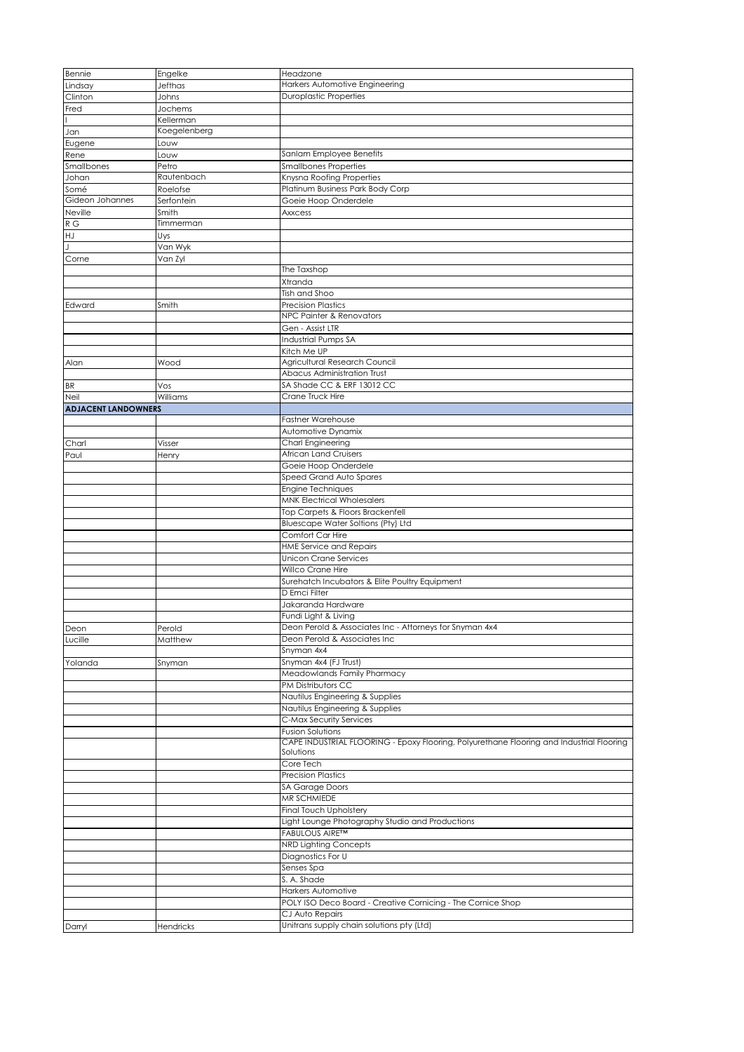| | | |
|---|---|---|
| Bennie | Engelke | Headzone |
| Lindsay | Jefthas | Harkers Automotive Engineering |
| Clinton | Johns | Duroplastic Properties |
| Fred | Jochems | |
| I | Kellerman | |
| Jan | Koegelenberg | |
| Eugene | Louw | |
| Rene | Louw | Sanlam Employee Benefits |
| Smallbones | Petro | Smallbones Properties |
| Johan | Rautenbach | Knysna Roofing Properties |
| Somé | Roelofse | Platinum Business Park Body Corp |
| Gideon Johannes | Serfontein | Goeie Hoop Onderdele |
| Neville | Smith | Axxcess |
| R G | Timmerman | |
| HJ | Uys | |
| J | Van Wyk | |
| Corne | Van Zyl | |
| | | The Taxshop |
| | | Xtranda |
| | | Tish and Shoo |
| Edward | Smith | Precision Plastics |
| | | NPC Painter & Renovators |
| | | Gen - Assist LTR |
| | | Industrial Pumps SA |
| | | Kitch Me UP |
| Alan | Wood | Agricultural Research Council |
| | | Abacus Administration Trust |
| BR | Vos | SA Shade CC & ERF 13012 CC |
| Neil | Williams | Crane Truck Hire |
| **ADJACENT LANDOWNERS** | | |
| | | Fastner Warehouse |
| | | Automotive Dynamix |
| Charl | Visser | Charl Engineering |
| Paul | Henry | African Land Cruisers |
| | | Goeie Hoop Onderdele |
| | | Speed Grand Auto Spares |
| | | Engine Techniques |
| | | MNK Electrical Wholesalers |
| | | Top Carpets & Floors Brackenfell |
| | | Bluescape Water Soltions (Pty) Ltd |
| | | Comfort Car Hire |
| | | HME Service and Repairs |
| | | Unicon Crane Services |
| | | Willco Crane Hire |
| | | Surehatch Incubators & Elite Poultry Equipment |
| | | D Emci Filter |
| | | Jakaranda Hardware |
| | | Fundi Light & Living |
| Deon | Perold | Deon Perold & Associates Inc - Attorneys for Snyman 4x4 |
| Lucille | Matthew | Deon Perold & Associates Inc |
| | | Snyman 4x4 |
| Yolanda | Snyman | Snyman 4x4 (FJ Trust) |
| | | Meadowlands Family Pharmacy |
| | | PM Distributors CC |
| | | Nautilus Engineering & Supplies |
| | | Nautilus Engineering & Supplies |
| | | C-Max Security Services |
| | | Fusion Solutions |
| | | CAPE INDUSTRIAL FLOORING - Epoxy Flooring, Polyurethane Flooring and Industrial Flooring Solutions |
| | | Core Tech |
| | | Precision Plastics |
| | | SA Garage Doors |
| | | MR SCHMIEDE |
| | | Final Touch Upholstery |
| | | Light Lounge Photography Studio and Productions |
| | | FABULOUS AIRE™ |
| | | NRD Lighting Concepts |
| | | Diagnostics For U |
| | | Senses Spa |
| | | S. A. Shade |
| | | Harkers Automotive |
| | | POLY ISO Deco Board - Creative Cornicing - The Cornice Shop |
| | | CJ Auto Repairs |
| Darryl | Hendricks | Unitrans supply chain solutions pty (Ltd) |